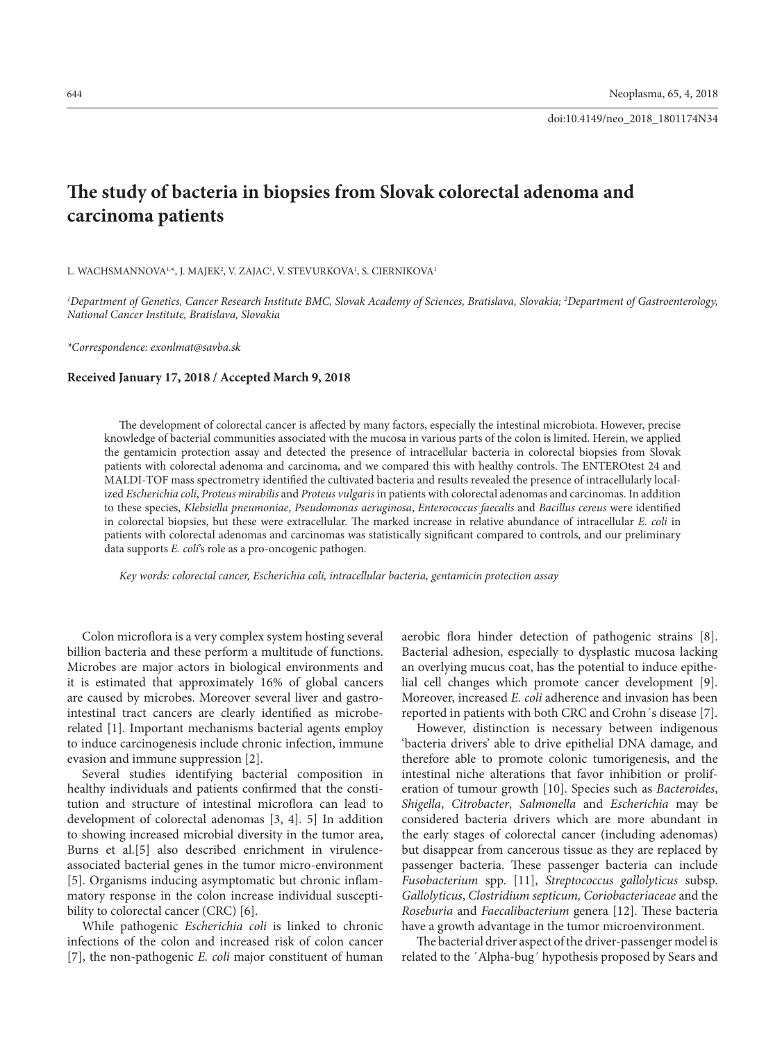doi:10.4149/neo_2018_1801174N34

# The study of bacteria in biopsies from Slovak colorectal adenoma and carcinoma patients

L. WACHSMANNOVA[1,*], J. MAJEK[2], V. ZAJAC[1], V. STEVURKOVA[1], S. CIERNIKOVA[1]

*[1]Department of Genetics, Cancer Research Institute BMC, Slovak Academy of Sciences, Bratislava, Slovakia; [2]Department of Gastroenterology, National Cancer Institute, Bratislava, Slovakia*

*\*Correspondence: exonlmat@savba.sk*

**Received January 17, 2018 / Accepted March 9, 2018**

The development of colorectal cancer is affected by many factors, especially the intestinal microbiota. However, precise knowledge of bacterial communities associated with the mucosa in various parts of the colon is limited. Herein, we applied the gentamicin protection assay and detected the presence of intracellular bacteria in colorectal biopsies from Slovak patients with colorectal adenoma and carcinoma, and we compared this with healthy controls. The ENTEROtest 24 and MALDI-TOF mass spectrometry identified the cultivated bacteria and results revealed the presence of intracellularly localized *Escherichia coli*, *Proteus mirabilis* and *Proteus vulgaris* in patients with colorectal adenomas and carcinomas. In addition to these species, *Klebsiella pneumoniae*, *Pseudomonas aeruginosa*, *Enterococcus faecalis* and *Bacillus cereus* were identified in colorectal biopsies, but these were extracellular. The marked increase in relative abundance of intracellular *E. coli* in patients with colorectal adenomas and carcinomas was statistically significant compared to controls, and our preliminary data supports *E. coli*'s role as a pro-oncogenic pathogen.

*Key words: colorectal cancer, Escherichia coli, intracellular bacteria, gentamicin protection assay*

Colon microflora is a very complex system hosting several billion bacteria and these perform a multitude of functions. Microbes are major actors in biological environments and it is estimated that approximately 16% of global cancers are caused by microbes. Moreover several liver and gastrointestinal tract cancers are clearly identified as microbe-related [1]. Important mechanisms bacterial agents employ to induce carcinogenesis include chronic infection, immune evasion and immune suppression [2].

Several studies identifying bacterial composition in healthy individuals and patients confirmed that the constitution and structure of intestinal microflora can lead to development of colorectal adenomas [3, 4]. 5] In addition to showing increased microbial diversity in the tumor area, Burns et al.[5] also described enrichment in virulence-associated bacterial genes in the tumor micro-environment [5]. Organisms inducing asymptomatic but chronic inflammatory response in the colon increase individual susceptibility to colorectal cancer (CRC) [6].

While pathogenic *Escherichia coli* is linked to chronic infections of the colon and increased risk of colon cancer [7], the non-pathogenic *E. coli* major constituent of human aerobic flora hinder detection of pathogenic strains [8]. Bacterial adhesion, especially to dysplastic mucosa lacking an overlying mucus coat, has the potential to induce epithelial cell changes which promote cancer development [9]. Moreover, increased *E. coli* adherence and invasion has been reported in patients with both CRC and Crohn´s disease [7].

However, distinction is necessary between indigenous 'bacteria drivers' able to drive epithelial DNA damage, and therefore able to promote colonic tumorigenesis, and the intestinal niche alterations that favor inhibition or proliferation of tumour growth [10]. Species such as *Bacteroides*, *Shigella*, *Citrobacter*, *Salmonella* and *Escherichia* may be considered bacteria drivers which are more abundant in the early stages of colorectal cancer (including adenomas) but disappear from cancerous tissue as they are replaced by passenger bacteria. These passenger bacteria can include *Fusobacterium* spp. [11], *Streptococcus gallolyticus* subsp. *Gallolyticus*, *Clostridium septicum, Coriobacteriaceae* and the *Roseburia* and *Faecalibacterium* genera [12]. These bacteria have a growth advantage in the tumor microenvironment.

The bacterial driver aspect of the driver-passenger model is related to the ´Alpha-bug´ hypothesis proposed by Sears and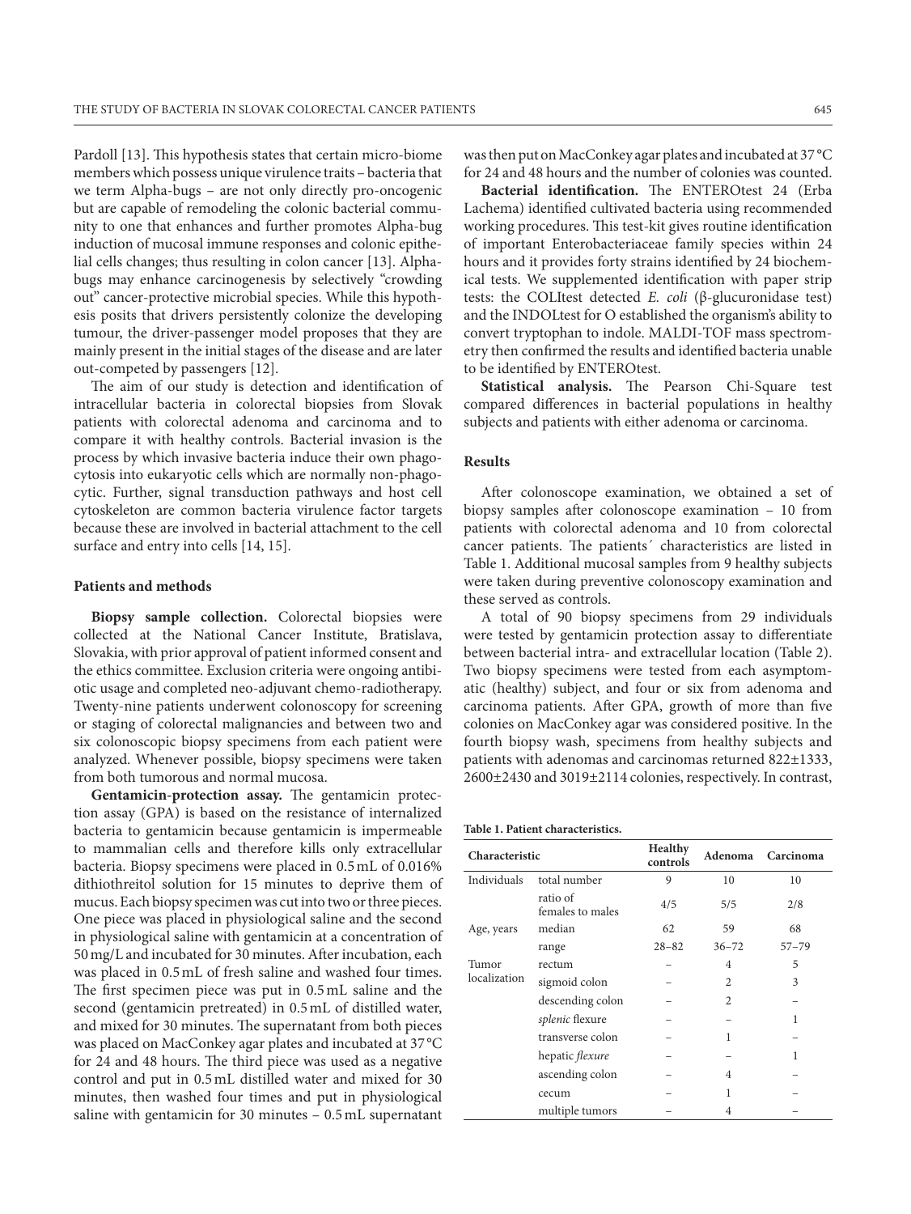Pardoll [13]. This hypothesis states that certain micro-biome members which possess unique virulence traits – bacteria that we term Alpha-bugs – are not only directly pro-oncogenic but are capable of remodeling the colonic bacterial community to one that enhances and further promotes Alpha-bug induction of mucosal immune responses and colonic epithelial cells changes; thus resulting in colon cancer [13]. Alpha-bugs may enhance carcinogenesis by selectively "crowding out" cancer-protective microbial species. While this hypothesis posits that drivers persistently colonize the developing tumour, the driver-passenger model proposes that they are mainly present in the initial stages of the disease and are later out-competed by passengers [12].

The aim of our study is detection and identification of intracellular bacteria in colorectal biopsies from Slovak patients with colorectal adenoma and carcinoma and to compare it with healthy controls. Bacterial invasion is the process by which invasive bacteria induce their own phagocytosis into eukaryotic cells which are normally non-phagocytic. Further, signal transduction pathways and host cell cytoskeleton are common bacteria virulence factor targets because these are involved in bacterial attachment to the cell surface and entry into cells [14, 15].

## Patients and methods

**Biopsy sample collection.** Colorectal biopsies were collected at the National Cancer Institute, Bratislava, Slovakia, with prior approval of patient informed consent and the ethics committee. Exclusion criteria were ongoing antibiotic usage and completed neo-adjuvant chemo-radiotherapy. Twenty-nine patients underwent colonoscopy for screening or staging of colorectal malignancies and between two and six colonoscopic biopsy specimens from each patient were analyzed. Whenever possible, biopsy specimens were taken from both tumorous and normal mucosa.

**Gentamicin-protection assay.** The gentamicin protection assay (GPA) is based on the resistance of internalized bacteria to gentamicin because gentamicin is impermeable to mammalian cells and therefore kills only extracellular bacteria. Biopsy specimens were placed in 0.5 mL of 0.016% dithiothreitol solution for 15 minutes to deprive them of mucus. Each biopsy specimen was cut into two or three pieces. One piece was placed in physiological saline and the second in physiological saline with gentamicin at a concentration of 50 mg/L and incubated for 30 minutes. After incubation, each was placed in 0.5 mL of fresh saline and washed four times. The first specimen piece was put in 0.5 mL saline and the second (gentamicin pretreated) in 0.5 mL of distilled water, and mixed for 30 minutes. The supernatant from both pieces was placed on MacConkey agar plates and incubated at 37 °C for 24 and 48 hours. The third piece was used as a negative control and put in 0.5 mL distilled water and mixed for 30 minutes, then washed four times and put in physiological saline with gentamicin for 30 minutes – 0.5 mL supernatant was then put on MacConkey agar plates and incubated at 37 °C for 24 and 48 hours and the number of colonies was counted.

**Bacterial identification.** The ENTEROtest 24 (Erba Lachema) identified cultivated bacteria using recommended working procedures. This test-kit gives routine identification of important Enterobacteriaceae family species within 24 hours and it provides forty strains identified by 24 biochemical tests. We supplemented identification with paper strip tests: the COLItest detected *E. coli* (β-glucuronidase test) and the INDOLtest for O established the organism's ability to convert tryptophan to indole. MALDI-TOF mass spectrometry then confirmed the results and identified bacteria unable to be identified by ENTEROtest.

**Statistical analysis.** The Pearson Chi-Square test compared differences in bacterial populations in healthy subjects and patients with either adenoma or carcinoma.

## Results

After colonoscope examination, we obtained a set of biopsy samples after colonoscope examination – 10 from patients with colorectal adenoma and 10 from colorectal cancer patients. The patients´ characteristics are listed in Table 1. Additional mucosal samples from 9 healthy subjects were taken during preventive colonoscopy examination and these served as controls.

A total of 90 biopsy specimens from 29 individuals were tested by gentamicin protection assay to differentiate between bacterial intra- and extracellular location (Table 2). Two biopsy specimens were tested from each asymptomatic (healthy) subject, and four or six from adenoma and carcinoma patients. After GPA, growth of more than five colonies on MacConkey agar was considered positive. In the fourth biopsy wash, specimens from healthy subjects and patients with adenomas and carcinomas returned 822±1333, 2600±2430 and 3019±2114 colonies, respectively. In contrast,

**Table 1. Patient characteristics.**

| Characteristic | | Healthy controls | Adenoma | Carcinoma |
|---|---|---|---|---|
| Individuals | total number | 9 | 10 | 10 |
| | ratio of females to males | 4/5 | 5/5 | 2/8 |
| Age, years | median | 62 | 59 | 68 |
| | range | 28–82 | 36–72 | 57–79 |
| Tumor localization | rectum | – | 4 | 5 |
| | sigmoid colon | – | 2 | 3 |
| | descending colon | – | 2 | – |
| | *splenic* flexure | – | – | 1 |
| | transverse colon | – | 1 | – |
| | hepatic *flexure* | – | – | 1 |
| | ascending colon | – | 4 | – |
| | cecum | – | 1 | – |
| | multiple tumors | – | 4 | – |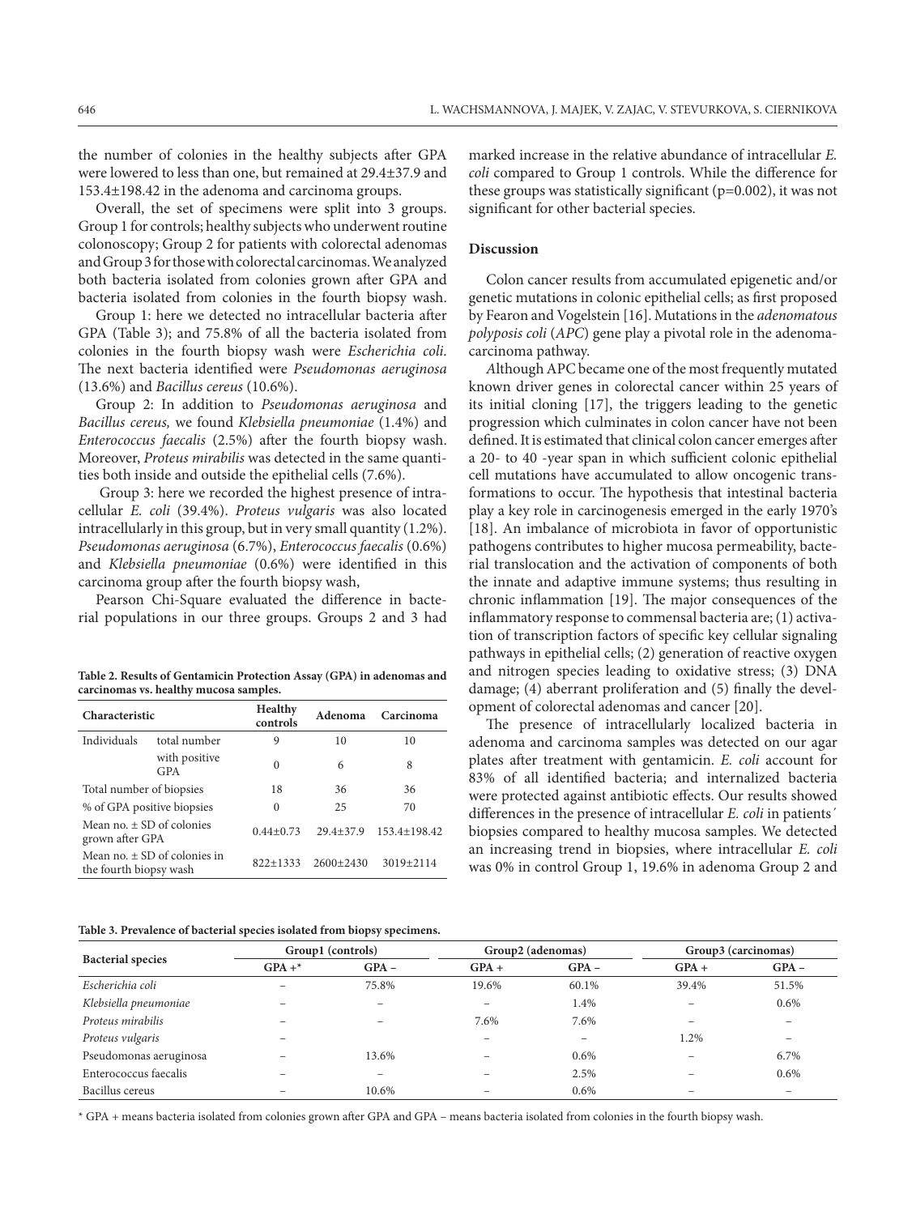the number of colonies in the healthy subjects after GPA were lowered to less than one, but remained at 29.4±37.9 and 153.4±198.42 in the adenoma and carcinoma groups.

Overall, the set of specimens were split into 3 groups. Group 1 for controls; healthy subjects who underwent routine colonoscopy; Group 2 for patients with colorectal adenomas and Group 3 for those with colorectal carcinomas. We analyzed both bacteria isolated from colonies grown after GPA and bacteria isolated from colonies in the fourth biopsy wash.

Group 1: here we detected no intracellular bacteria after GPA (Table 3); and 75.8% of all the bacteria isolated from colonies in the fourth biopsy wash were *Escherichia coli*. The next bacteria identified were *Pseudomonas aeruginosa* (13.6%) and *Bacillus cereus* (10.6%).

Group 2: In addition to *Pseudomonas aeruginosa* and *Bacillus cereus,* we found *Klebsiella pneumoniae* (1.4%) and *Enterococcus faecalis* (2.5%) after the fourth biopsy wash. Moreover, *Proteus mirabilis* was detected in the same quantities both inside and outside the epithelial cells (7.6%).

Group 3: here we recorded the highest presence of intracellular *E. coli* (39.4%). *Proteus vulgaris* was also located intracellularly in this group, but in very small quantity (1.2%). *Pseudomonas aeruginosa* (6.7%), *Enterococcus faecalis* (0.6%) and *Klebsiella pneumoniae* (0.6%) were identified in this carcinoma group after the fourth biopsy wash,

Pearson Chi-Square evaluated the difference in bacterial populations in our three groups. Groups 2 and 3 had

**Table 2. Results of Gentamicin Protection Assay (GPA) in adenomas and carcinomas vs. healthy mucosa samples.**

| Characteristic | | Healthy controls | Adenoma | Carcinoma |
|---|---|---|---|---|
| Individuals | total number | 9 | 10 | 10 |
| | with positive GPA | 0 | 6 | 8 |
| Total number of biopsies | | 18 | 36 | 36 |
| % of GPA positive biopsies | | 0 | 25 | 70 |
| Mean no. ± SD of colonies grown after GPA | | 0.44±0.73 | 29.4±37.9 | 153.4±198.42 |
| Mean no. ± SD of colonies in the fourth biopsy wash | | 822±1333 | 2600±2430 | 3019±2114 |

marked increase in the relative abundance of intracellular *E. coli* compared to Group 1 controls. While the difference for these groups was statistically significant (p=0.002), it was not significant for other bacterial species.

## Discussion

Colon cancer results from accumulated epigenetic and/or genetic mutations in colonic epithelial cells; as first proposed by Fearon and Vogelstein [16]. Mutations in the *adenomatous polyposis coli* (*APC*) gene play a pivotal role in the adenoma-carcinoma pathway.

Although APC became one of the most frequently mutated known driver genes in colorectal cancer within 25 years of its initial cloning [17], the triggers leading to the genetic progression which culminates in colon cancer have not been defined. It is estimated that clinical colon cancer emerges after a 20- to 40 -year span in which sufficient colonic epithelial cell mutations have accumulated to allow oncogenic transformations to occur. The hypothesis that intestinal bacteria play a key role in carcinogenesis emerged in the early 1970's [18]. An imbalance of microbiota in favor of opportunistic pathogens contributes to higher mucosa permeability, bacterial translocation and the activation of components of both the innate and adaptive immune systems; thus resulting in chronic inflammation [19]. The major consequences of the inflammatory response to commensal bacteria are; (1) activation of transcription factors of specific key cellular signaling pathways in epithelial cells; (2) generation of reactive oxygen and nitrogen species leading to oxidative stress; (3) DNA damage; (4) aberrant proliferation and (5) finally the development of colorectal adenomas and cancer [20].

The presence of intracellularly localized bacteria in adenoma and carcinoma samples was detected on our agar plates after treatment with gentamicin. *E. coli* account for 83% of all identified bacteria; and internalized bacteria were protected against antibiotic effects. Our results showed differences in the presence of intracellular *E. coli* in patients´ biopsies compared to healthy mucosa samples. We detected an increasing trend in biopsies, where intracellular *E. coli* was 0% in control Group 1, 19.6% in adenoma Group 2 and

**Table 3. Prevalence of bacterial species isolated from biopsy specimens.**

| Bacterial species | Group1 (controls) | | Group2 (adenomas) | | Group3 (carcinomas) | |
|---|---|---|---|---|---|---|
| | GPA +* | GPA – | GPA + | GPA – | GPA + | GPA – |
| *Escherichia coli* | – | 75.8% | 19.6% | 60.1% | 39.4% | 51.5% |
| *Klebsiella pneumoniae* | – | – | – | 1.4% | – | 0.6% |
| *Proteus mirabilis* | – | – | 7.6% | 7.6% | – | – |
| *Proteus vulgaris* | – | | – | – | 1.2% | – |
| Pseudomonas aeruginosa | – | 13.6% | – | 0.6% | – | 6.7% |
| Enterococcus faecalis | – | – | – | 2.5% | – | 0.6% |
| Bacillus cereus | – | 10.6% | – | 0.6% | – | – |

\* GPA + means bacteria isolated from colonies grown after GPA and GPA – means bacteria isolated from colonies in the fourth biopsy wash.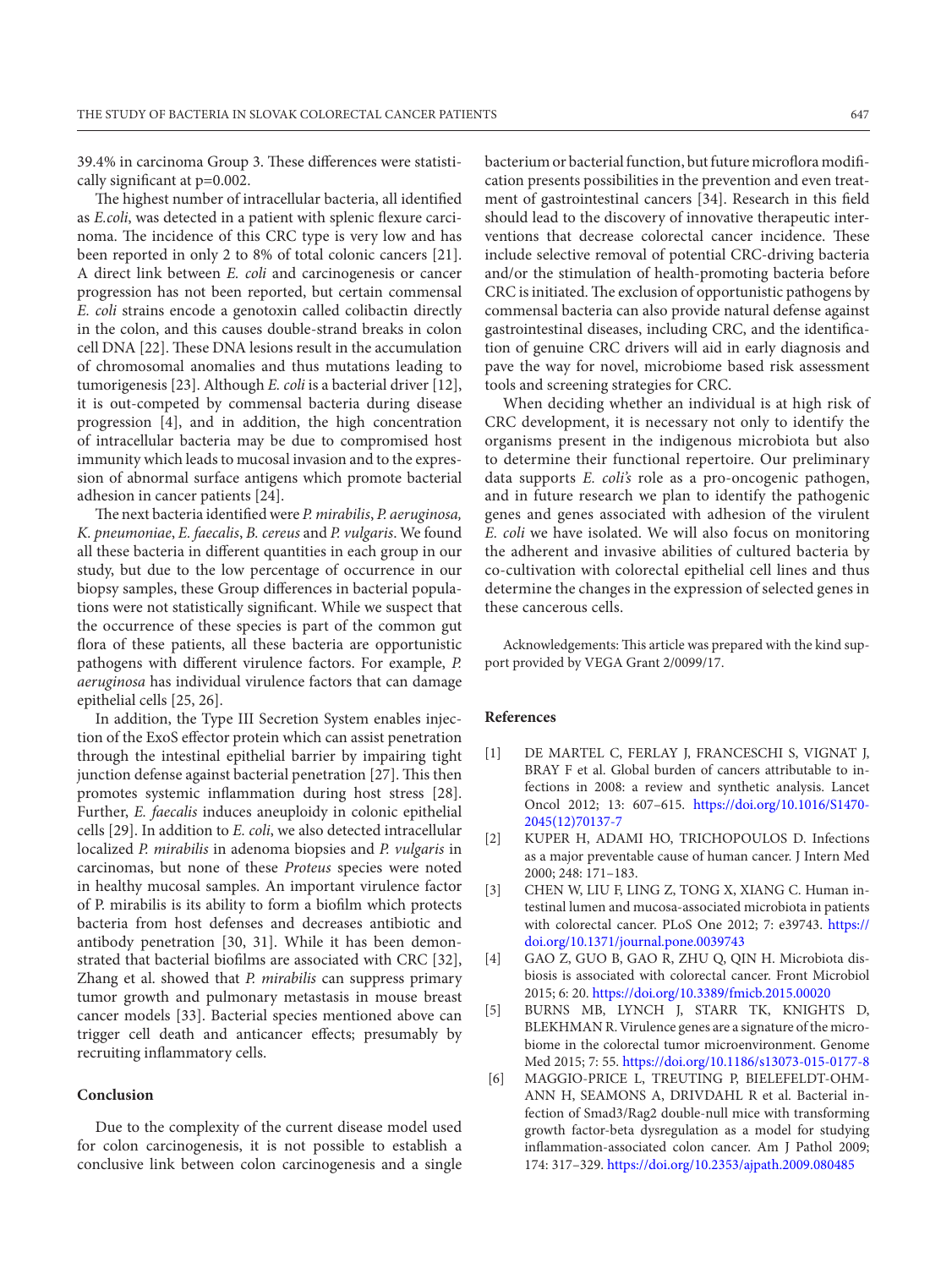39.4% in carcinoma Group 3. These differences were statistically significant at p=0.002.

The highest number of intracellular bacteria, all identified as *E.coli*, was detected in a patient with splenic flexure carcinoma. The incidence of this CRC type is very low and has been reported in only 2 to 8% of total colonic cancers [21]. A direct link between *E. coli* and carcinogenesis or cancer progression has not been reported, but certain commensal *E. coli* strains encode a genotoxin called colibactin directly in the colon, and this causes double-strand breaks in colon cell DNA [22]. These DNA lesions result in the accumulation of chromosomal anomalies and thus mutations leading to tumorigenesis [23]. Although *E. coli* is a bacterial driver [12], it is out-competed by commensal bacteria during disease progression [4], and in addition, the high concentration of intracellular bacteria may be due to compromised host immunity which leads to mucosal invasion and to the expression of abnormal surface antigens which promote bacterial adhesion in cancer patients [24].

The next bacteria identified were *P. mirabilis*, *P. aeruginosa, K. pneumoniae*, *E. faecalis*, *B. cereus* and *P. vulgaris*. We found all these bacteria in different quantities in each group in our study, but due to the low percentage of occurrence in our biopsy samples, these Group differences in bacterial populations were not statistically significant. While we suspect that the occurrence of these species is part of the common gut flora of these patients, all these bacteria are opportunistic pathogens with different virulence factors. For example, *P. aeruginosa* has individual virulence factors that can damage epithelial cells [25, 26].

In addition, the Type III Secretion System enables injection of the ExoS effector protein which can assist penetration through the intestinal epithelial barrier by impairing tight junction defense against bacterial penetration [27]. This then promotes systemic inflammation during host stress [28]. Further, *E. faecalis* induces aneuploidy in colonic epithelial cells [29]. In addition to *E. coli*, we also detected intracellular localized *P. mirabilis* in adenoma biopsies and *P. vulgaris* in carcinomas, but none of these *Proteus* species were noted in healthy mucosal samples. An important virulence factor of P. mirabilis is its ability to form a biofilm which protects bacteria from host defenses and decreases antibiotic and antibody penetration [30, 31]. While it has been demonstrated that bacterial biofilms are associated with CRC [32], Zhang et al. showed that *P. mirabilis* can suppress primary tumor growth and pulmonary metastasis in mouse breast cancer models [33]. Bacterial species mentioned above can trigger cell death and anticancer effects; presumably by recruiting inflammatory cells.

## Conclusion

Due to the complexity of the current disease model used for colon carcinogenesis, it is not possible to establish a conclusive link between colon carcinogenesis and a single bacterium or bacterial function, but future microflora modification presents possibilities in the prevention and even treatment of gastrointestinal cancers [34]. Research in this field should lead to the discovery of innovative therapeutic interventions that decrease colorectal cancer incidence. These include selective removal of potential CRC-driving bacteria and/or the stimulation of health-promoting bacteria before CRC is initiated. The exclusion of opportunistic pathogens by commensal bacteria can also provide natural defense against gastrointestinal diseases, including CRC, and the identification of genuine CRC drivers will aid in early diagnosis and pave the way for novel, microbiome based risk assessment tools and screening strategies for CRC.

When deciding whether an individual is at high risk of CRC development, it is necessary not only to identify the organisms present in the indigenous microbiota but also to determine their functional repertoire. Our preliminary data supports *E. coli's* role as a pro-oncogenic pathogen, and in future research we plan to identify the pathogenic genes and genes associated with adhesion of the virulent *E. coli* we have isolated. We will also focus on monitoring the adherent and invasive abilities of cultured bacteria by co-cultivation with colorectal epithelial cell lines and thus determine the changes in the expression of selected genes in these cancerous cells.

Acknowledgements: This article was prepared with the kind support provided by VEGA Grant 2/0099/17.

## References

[1] DE MARTEL C, FERLAY J, FRANCESCHI S, VIGNAT J, BRAY F et al. Global burden of cancers attributable to infections in 2008: a review and synthetic analysis. Lancet Oncol 2012; 13: 607–615. https://doi.org/10.1016/S1470-2045(12)70137-7

[2] KUPER H, ADAMI HO, TRICHOPOULOS D. Infections as a major preventable cause of human cancer. J Intern Med 2000; 248: 171–183.

[3] CHEN W, LIU F, LING Z, TONG X, XIANG C. Human intestinal lumen and mucosa-associated microbiota in patients with colorectal cancer. PLoS One 2012; 7: e39743. https://doi.org/10.1371/journal.pone.0039743

[4] GAO Z, GUO B, GAO R, ZHU Q, QIN H. Microbiota disbiosis is associated with colorectal cancer. Front Microbiol 2015; 6: 20. https://doi.org/10.3389/fmicb.2015.00020

[5] BURNS MB, LYNCH J, STARR TK, KNIGHTS D, BLEKHMAN R. Virulence genes are a signature of the microbiome in the colorectal tumor microenvironment. Genome Med 2015; 7: 55. https://doi.org/10.1186/s13073-015-0177-8

[6] MAGGIO-PRICE L, TREUTING P, BIELEFELDT-OHMANN H, SEAMONS A, DRIVDAHL R et al. Bacterial infection of Smad3/Rag2 double-null mice with transforming growth factor-beta dysregulation as a model for studying inflammation-associated colon cancer. Am J Pathol 2009; 174: 317–329. https://doi.org/10.2353/ajpath.2009.080485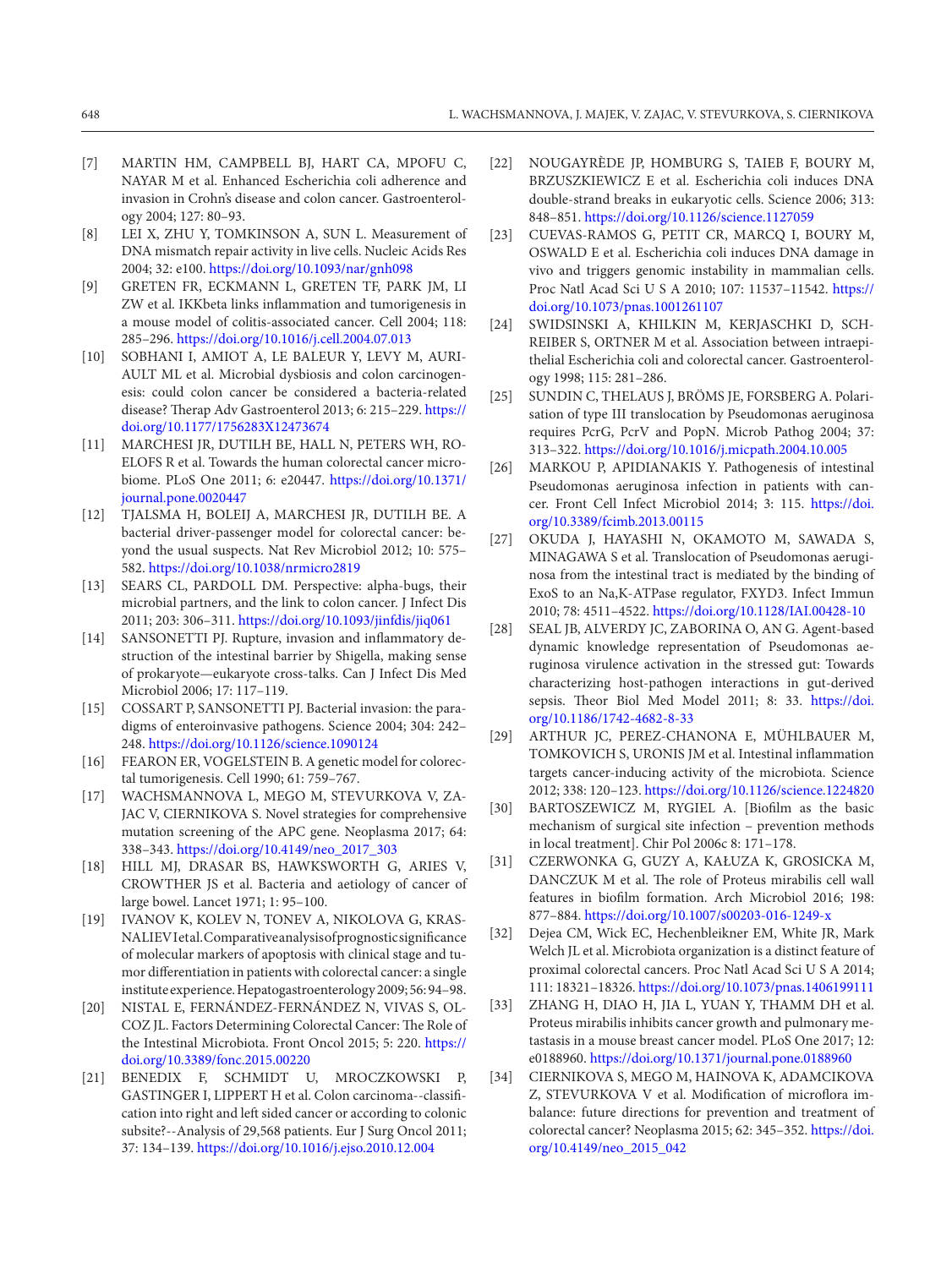[7] MARTIN HM, CAMPBELL BJ, HART CA, MPOFU C, NAYAR M et al. Enhanced Escherichia coli adherence and invasion in Crohn's disease and colon cancer. Gastroenterology 2004; 127: 80–93.

[8] LEI X, ZHU Y, TOMKINSON A, SUN L. Measurement of DNA mismatch repair activity in live cells. Nucleic Acids Res 2004; 32: e100. https://doi.org/10.1093/nar/gnh098

[9] GRETEN FR, ECKMANN L, GRETEN TF, PARK JM, LI ZW et al. IKKbeta links inflammation and tumorigenesis in a mouse model of colitis-associated cancer. Cell 2004; 118: 285–296. https://doi.org/10.1016/j.cell.2004.07.013

[10] SOBHANI I, AMIOT A, LE BALEUR Y, LEVY M, AURIAULT ML et al. Microbial dysbiosis and colon carcinogenesis: could colon cancer be considered a bacteria-related disease? Therap Adv Gastroenterol 2013; 6: 215–229. https://doi.org/10.1177/1756283X12473674

[11] MARCHESI JR, DUTILH BE, HALL N, PETERS WH, ROELOFS R et al. Towards the human colorectal cancer microbiome. PLoS One 2011; 6: e20447. https://doi.org/10.1371/journal.pone.0020447

[12] TJALSMA H, BOLEIJ A, MARCHESI JR, DUTILH BE. A bacterial driver-passenger model for colorectal cancer: beyond the usual suspects. Nat Rev Microbiol 2012; 10: 575–582. https://doi.org/10.1038/nrmicro2819

[13] SEARS CL, PARDOLL DM. Perspective: alpha-bugs, their microbial partners, and the link to colon cancer. J Infect Dis 2011; 203: 306–311. https://doi.org/10.1093/jinfdis/jiq061

[14] SANSONETTI PJ. Rupture, invasion and inflammatory destruction of the intestinal barrier by Shigella, making sense of prokaryote—eukaryote cross-talks. Can J Infect Dis Med Microbiol 2006; 17: 117–119.

[15] COSSART P, SANSONETTI PJ. Bacterial invasion: the paradigms of enteroinvasive pathogens. Science 2004; 304: 242–248. https://doi.org/10.1126/science.1090124

[16] FEARON ER, VOGELSTEIN B. A genetic model for colorectal tumorigenesis. Cell 1990; 61: 759–767.

[17] WACHSMANNOVA L, MEGO M, STEVURKOVA V, ZAJAC V, CIERNIKOVA S. Novel strategies for comprehensive mutation screening of the APC gene. Neoplasma 2017; 64: 338–343. https://doi.org/10.4149/neo_2017_303

[18] HILL MJ, DRASAR BS, HAWKSWORTH G, ARIES V, CROWTHER JS et al. Bacteria and aetiology of cancer of large bowel. Lancet 1971; 1: 95–100.

[19] IVANOV K, KOLEV N, TONEV A, NIKOLOVA G, KRASNALIEV I et al. Comparative analysis of prognostic significance of molecular markers of apoptosis with clinical stage and tumor differentiation in patients with colorectal cancer: a single institute experience. Hepatogastroenterology 2009; 56: 94–98.

[20] NISTAL E, FERNÁNDEZ-FERNÁNDEZ N, VIVAS S, OLCOZ JL. Factors Determining Colorectal Cancer: The Role of the Intestinal Microbiota. Front Oncol 2015; 5: 220. https://doi.org/10.3389/fonc.2015.00220

[21] BENEDIX F, SCHMIDT U, MROCZKOWSKI P, GASTINGER I, LIPPERT H et al. Colon carcinoma--classification into right and left sided cancer or according to colonic subsite?--Analysis of 29,568 patients. Eur J Surg Oncol 2011; 37: 134–139. https://doi.org/10.1016/j.ejso.2010.12.004

[22] NOUGAYRÈDE JP, HOMBURG S, TAIEB F, BOURY M, BRZUSZKIEWICZ E et al. Escherichia coli induces DNA double-strand breaks in eukaryotic cells. Science 2006; 313: 848–851. https://doi.org/10.1126/science.1127059

[23] CUEVAS-RAMOS G, PETIT CR, MARCQ I, BOURY M, OSWALD E et al. Escherichia coli induces DNA damage in vivo and triggers genomic instability in mammalian cells. Proc Natl Acad Sci U S A 2010; 107: 11537–11542. https://doi.org/10.1073/pnas.1001261107

[24] SWIDSINSKI A, KHILKIN M, KERJASCHKI D, SCHREIBER S, ORTNER M et al. Association between intraepithelial Escherichia coli and colorectal cancer. Gastroenterology 1998; 115: 281–286.

[25] SUNDIN C, THELAUS J, BRÖMS JE, FORSBERG A. Polarisation of type III translocation by Pseudomonas aeruginosa requires PcrG, PcrV and PopN. Microb Pathog 2004; 37: 313–322. https://doi.org/10.1016/j.micpath.2004.10.005

[26] MARKOU P, APIDIANAKIS Y. Pathogenesis of intestinal Pseudomonas aeruginosa infection in patients with cancer. Front Cell Infect Microbiol 2014; 3: 115. https://doi.org/10.3389/fcimb.2013.00115

[27] OKUDA J, HAYASHI N, OKAMOTO M, SAWADA S, MINAGAWA S et al. Translocation of Pseudomonas aeruginosa from the intestinal tract is mediated by the binding of ExoS to an Na,K-ATPase regulator, FXYD3. Infect Immun 2010; 78: 4511–4522. https://doi.org/10.1128/IAI.00428-10

[28] SEAL JB, ALVERDY JC, ZABORINA O, AN G. Agent-based dynamic knowledge representation of Pseudomonas aeruginosa virulence activation in the stressed gut: Towards characterizing host-pathogen interactions in gut-derived sepsis. Theor Biol Med Model 2011; 8: 33. https://doi.org/10.1186/1742-4682-8-33

[29] ARTHUR JC, PEREZ-CHANONA E, MÜHLBAUER M, TOMKOVICH S, URONIS JM et al. Intestinal inflammation targets cancer-inducing activity of the microbiota. Science 2012; 338: 120–123. https://doi.org/10.1126/science.1224820

[30] BARTOSZEWICZ M, RYGIEL A. [Biofilm as the basic mechanism of surgical site infection – prevention methods in local treatment]. Chir Pol 2006c 8: 171–178.

[31] CZERWONKA G, GUZY A, KAŁUZA K, GROSICKA M, DANCZUK M et al. The role of Proteus mirabilis cell wall features in biofilm formation. Arch Microbiol 2016; 198: 877–884. https://doi.org/10.1007/s00203-016-1249-x

[32] Dejea CM, Wick EC, Hechenbleikner EM, White JR, Mark Welch JL et al. Microbiota organization is a distinct feature of proximal colorectal cancers. Proc Natl Acad Sci U S A 2014; 111: 18321–18326. https://doi.org/10.1073/pnas.1406199111

[33] ZHANG H, DIAO H, JIA L, YUAN Y, THAMM DH et al. Proteus mirabilis inhibits cancer growth and pulmonary metastasis in a mouse breast cancer model. PLoS One 2017; 12: e0188960. https://doi.org/10.1371/journal.pone.0188960

[34] CIERNIKOVA S, MEGO M, HAINOVA K, ADAMCIKOVA Z, STEVURKOVA V et al. Modification of microflora imbalance: future directions for prevention and treatment of colorectal cancer? Neoplasma 2015; 62: 345–352. https://doi.org/10.4149/neo_2015_042